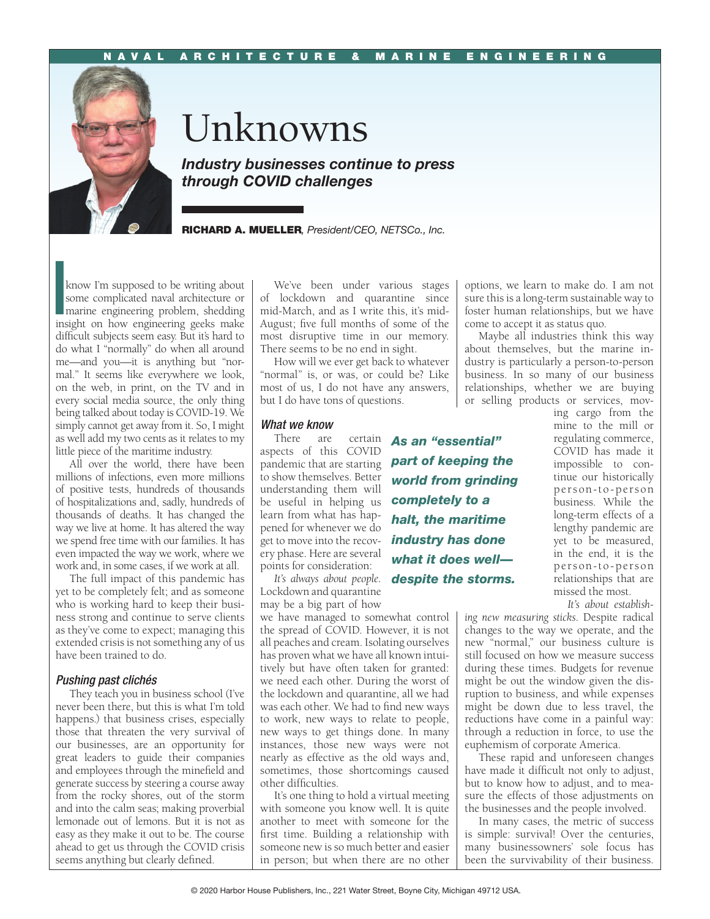# Unknowns

***Industry businesses continue to press through COVID challenges***

**RICHARD A. MUELLER**, *President/CEO, NETSCo., Inc.*

I know I'm supposed to be writing about some complicated naval architecture or marine engineering problem, shedding insight on how engineering geeks make difficult subjects seem easy. But it's hard to do what I "normally" do when all around me—and you—it is anything but "normal." It seems like everywhere we look, on the web, in print, on the TV and in every social media source, the only thing being talked about today is COVID-19. We simply cannot get away from it. So, I might as well add my two cents as it relates to my little piece of the maritime industry.

All over the world, there have been millions of infections, even more millions of positive tests, hundreds of thousands of hospitalizations and, sadly, hundreds of thousands of deaths. It has changed the way we live at home. It has altered the way we spend free time with our families. It has even impacted the way we work, where we work and, in some cases, if we work at all.

The full impact of this pandemic has yet to be completely felt; and as someone who is working hard to keep their business strong and continue to serve clients as they've come to expect; managing this extended crisis is not something any of us have been trained to do.

### Pushing past clichés

They teach you in business school (I've never been there, but this is what I'm told happens.) that business crises, especially those that threaten the very survival of our businesses, are an opportunity for great leaders to guide their companies and employees through the minefield and generate success by steering a course away from the rocky shores, out of the storm and into the calm seas; making proverbial lemonade out of lemons. But it is not as easy as they make it out to be. The course ahead to get us through the COVID crisis seems anything but clearly defined.

We've been under various stages of lockdown and quarantine since mid-March, and as I write this, it's mid-August; five full months of some of the most disruptive time in our memory. There seems to be no end in sight.

How will we ever get back to whatever "normal" is, or was, or could be? Like most of us, I do not have any answers, but I do have tons of questions.

### What we know

There are certain aspects of this COVID pandemic that are starting to show themselves. Better understanding them will be useful in helping us learn from what has happened for whenever we do get to move into the recovery phase. Here are several points for consideration:

*It's always about people.* Lockdown and quarantine may be a big part of how we have managed to somewhat control the spread of COVID. However, it is not all peaches and cream. Isolating ourselves has proven what we have all known intuitively but have often taken for granted: we need each other. During the worst of the lockdown and quarantine, all we had was each other. We had to find new ways to work, new ways to relate to people, new ways to get things done. In many instances, those new ways were not nearly as effective as the old ways and, sometimes, those shortcomings caused other difficulties.

It's one thing to hold a virtual meeting with someone you know well. It is quite another to meet with someone for the first time. Building a relationship with someone new is so much better and easier in person; but when there are no other options, we learn to make do. I am not sure this is a long-term sustainable way to foster human relationships, but we have come to accept it as status quo.

Maybe all industries think this way about themselves, but the marine industry is particularly a person-to-person business. In so many of our business relationships, whether we are buying or selling products or services, moving cargo from the mine to the mill or regulating commerce, COVID has made it impossible to continue our historically person-to-person business. While the long-term effects of a lengthy pandemic are yet to be measured, in the end, it is the person-to-person relationships that are missed the most.

***As an "essential" part of keeping the world from grinding completely to a halt, the maritime industry has done what it does well—despite the storms.***

*It's about establishing new measuring sticks.* Despite radical changes to the way we operate, and the new "normal," our business culture is still focused on how we measure success during these times. Budgets for revenue might be out the window given the disruption to business, and while expenses might be down due to less travel, the reductions have come in a painful way: through a reduction in force, to use the euphemism of corporate America.

These rapid and unforeseen changes have made it difficult not only to adjust, but to know how to adjust, and to measure the effects of those adjustments on the businesses and the people involved.

In many cases, the metric of success is simple: survival! Over the centuries, many businessowners' sole focus has been the survivability of their business.

© 2020 Harbor House Publishers, Inc., 221 Water Street, Boyne City, Michigan 49712 USA.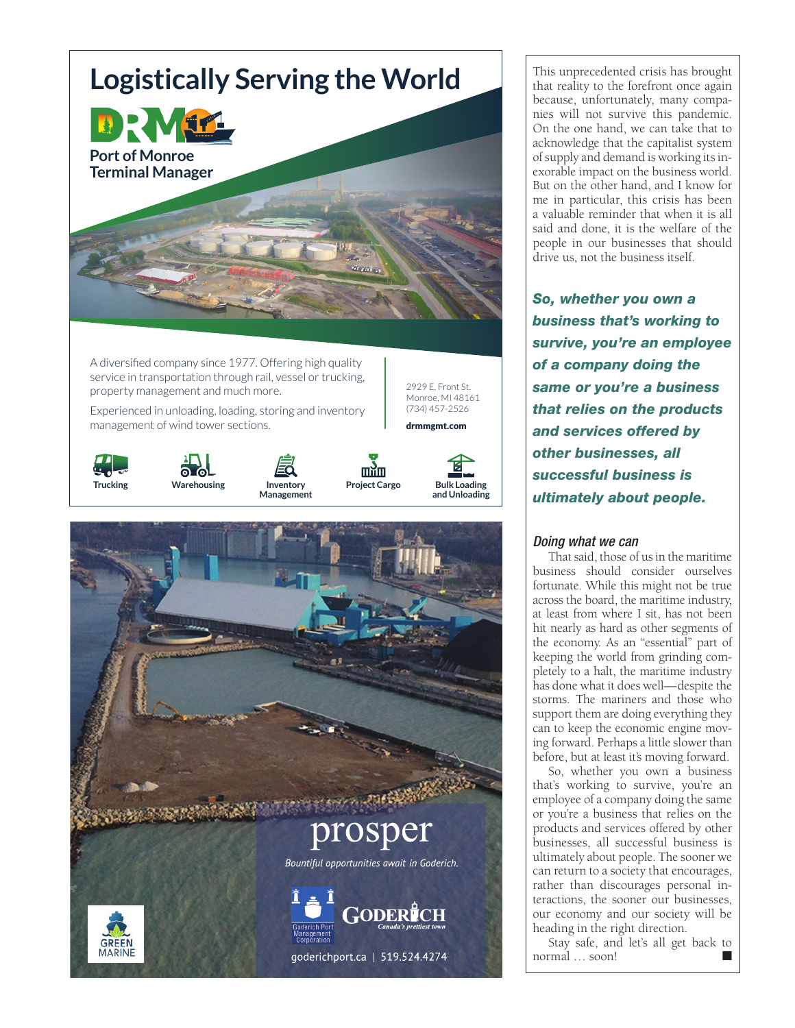# Logistically Serving the World

DRM

Port of Monroe Terminal Manager

A diversified company since 1977. Offering high quality service in transportation through rail, vessel or trucking, property management and much more.

Experienced in unloading, loading, storing and inventory management of wind tower sections.

2929 E. Front St.
Monroe, MI 48161
(734) 457-2526

**drmmgmt.com**

Trucking | Warehousing | Inventory Management | Project Cargo | Bulk Loading and Unloading

prosper

*Bountiful opportunities await in Goderich.*

Goderich Port Management Corporation

GODERICH *Canada's prettiest town*

GREEN MARINE

goderichport.ca | 519.524.4274

---

This unprecedented crisis has brought that reality to the forefront once again because, unfortunately, many companies will not survive this pandemic. On the one hand, we can take that to acknowledge that the capitalist system of supply and demand is working its inexorable impact on the business world. But on the other hand, and I know for me in particular, this crisis has been a valuable reminder that when it is all said and done, it is the welfare of the people in our businesses that should drive us, not the business itself.

***So, whether you own a business that's working to survive, you're an employee of a company doing the same or you're a business that relies on the products and services offered by other businesses, all successful business is ultimately about people.***

### *Doing what we can*

That said, those of us in the maritime business should consider ourselves fortunate. While this might not be true across the board, the maritime industry, at least from where I sit, has not been hit nearly as hard as other segments of the economy. As an "essential" part of keeping the world from grinding completely to a halt, the maritime industry has done what it does well—despite the storms. The mariners and those who support them are doing everything they can to keep the economic engine moving forward. Perhaps a little slower than before, but at least it's moving forward.

So, whether you own a business that's working to survive, you're an employee of a company doing the same or you're a business that relies on the products and services offered by other businesses, all successful business is ultimately about people. The sooner we can return to a society that encourages, rather than discourages personal interactions, the sooner our businesses, our economy and our society will be heading in the right direction.

Stay safe, and let's all get back to normal … soon! ■